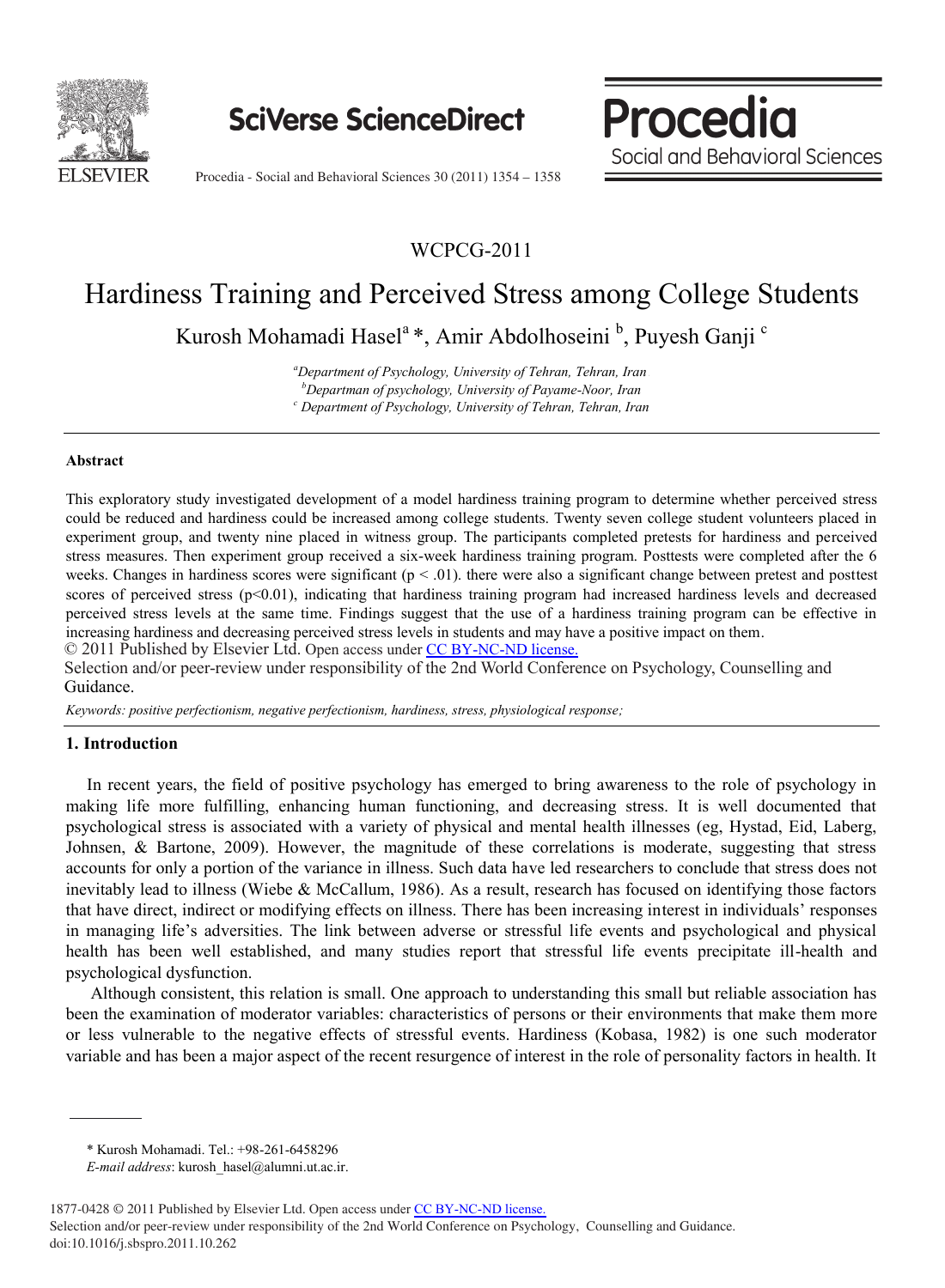WCPCG-2011

# Hardiness Training and Perceived Stress among College Students

Kurosh Mohamadi Hasel[a] *, Amir Abdolhoseini [b], Puyesh Ganji [c]

[a]*Department of Psychology, University of Tehran, Tehran, Iran*
[b]*Departman of psychology, University of Payame-Noor, Iran*
[c] *Department of Psychology, University of Tehran, Tehran, Iran*

---

**Abstract**

This exploratory study investigated development of a model hardiness training program to determine whether perceived stress could be reduced and hardiness could be increased among college students. Twenty seven college student volunteers placed in experiment group, and twenty nine placed in witness group. The participants completed pretests for hardiness and perceived stress measures. Then experiment group received a six-week hardiness training program. Posttests were completed after the 6 weeks. Changes in hardiness scores were significant ($p < .01$). there were also a significant change between pretest and posttest scores of perceived stress ($p<0.01$), indicating that hardiness training program had increased hardiness levels and decreased perceived stress levels at the same time. Findings suggest that the use of a hardiness training program can be effective in increasing hardiness and decreasing perceived stress levels in students and may have a positive impact on them.

© 2011 Published by Elsevier Ltd. Open access under CC BY-NC-ND license.
Selection and/or peer-review under responsibility of the 2nd World Conference on Psychology, Counselling and Guidance.

*Keywords: positive perfectionism, negative perfectionism, hardiness, stress, physiological response;*

---

## 1. Introduction

In recent years, the field of positive psychology has emerged to bring awareness to the role of psychology in making life more fulfilling, enhancing human functioning, and decreasing stress. It is well documented that psychological stress is associated with a variety of physical and mental health illnesses (eg, Hystad, Eid, Laberg, Johnsen, & Bartone, 2009). However, the magnitude of these correlations is moderate, suggesting that stress accounts for only a portion of the variance in illness. Such data have led researchers to conclude that stress does not inevitably lead to illness (Wiebe & McCallum, 1986). As a result, research has focused on identifying those factors that have direct, indirect or modifying effects on illness. There has been increasing interest in individuals' responses in managing life's adversities. The link between adverse or stressful life events and psychological and physical health has been well established, and many studies report that stressful life events precipitate ill-health and psychological dysfunction.

Although consistent, this relation is small. One approach to understanding this small but reliable association has been the examination of moderator variables: characteristics of persons or their environments that make them more or less vulnerable to the negative effects of stressful events. Hardiness (Kobasa, 1982) is one such moderator variable and has been a major aspect of the recent resurgence of interest in the role of personality factors in health. It

---

\* Kurosh Mohamadi. Tel.: +98-261-6458296
*E-mail address*: kurosh_hasel@alumni.ut.ac.ir.

1877-0428 © 2011 Published by Elsevier Ltd. Open access under CC BY-NC-ND license.
Selection and/or peer-review under responsibility of the 2nd World Conference on Psychology, Counselling and Guidance.
doi:10.1016/j.sbspro.2011.10.262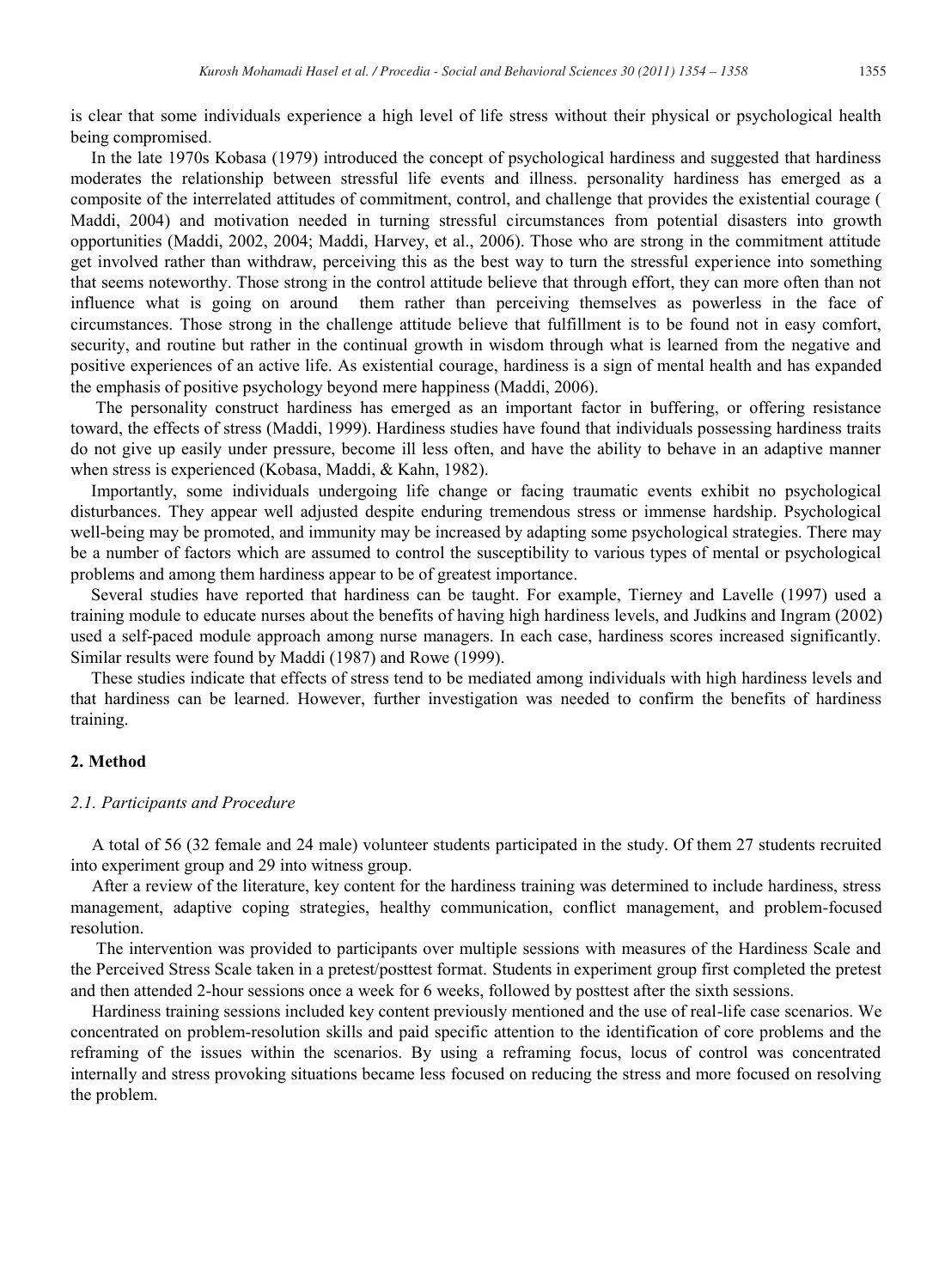is clear that some individuals experience a high level of life stress without their physical or psychological health being compromised.

In the late 1970s Kobasa (1979) introduced the concept of psychological hardiness and suggested that hardiness moderates the relationship between stressful life events and illness. personality hardiness has emerged as a composite of the interrelated attitudes of commitment, control, and challenge that provides the existential courage ( Maddi, 2004) and motivation needed in turning stressful circumstances from potential disasters into growth opportunities (Maddi, 2002, 2004; Maddi, Harvey, et al., 2006). Those who are strong in the commitment attitude get involved rather than withdraw, perceiving this as the best way to turn the stressful experience into something that seems noteworthy. Those strong in the control attitude believe that through effort, they can more often than not influence what is going on around them rather than perceiving themselves as powerless in the face of circumstances. Those strong in the challenge attitude believe that fulfillment is to be found not in easy comfort, security, and routine but rather in the continual growth in wisdom through what is learned from the negative and positive experiences of an active life. As existential courage, hardiness is a sign of mental health and has expanded the emphasis of positive psychology beyond mere happiness (Maddi, 2006).

The personality construct hardiness has emerged as an important factor in buffering, or offering resistance toward, the effects of stress (Maddi, 1999). Hardiness studies have found that individuals possessing hardiness traits do not give up easily under pressure, become ill less often, and have the ability to behave in an adaptive manner when stress is experienced (Kobasa, Maddi, & Kahn, 1982).

Importantly, some individuals undergoing life change or facing traumatic events exhibit no psychological disturbances. They appear well adjusted despite enduring tremendous stress or immense hardship. Psychological well-being may be promoted, and immunity may be increased by adapting some psychological strategies. There may be a number of factors which are assumed to control the susceptibility to various types of mental or psychological problems and among them hardiness appear to be of greatest importance.

Several studies have reported that hardiness can be taught. For example, Tierney and Lavelle (1997) used a training module to educate nurses about the benefits of having high hardiness levels, and Judkins and Ingram (2002) used a self-paced module approach among nurse managers. In each case, hardiness scores increased significantly. Similar results were found by Maddi (1987) and Rowe (1999).

These studies indicate that effects of stress tend to be mediated among individuals with high hardiness levels and that hardiness can be learned. However, further investigation was needed to confirm the benefits of hardiness training.

## 2. Method

### *2.1. Participants and Procedure*

A total of 56 (32 female and 24 male) volunteer students participated in the study. Of them 27 students recruited into experiment group and 29 into witness group.

After a review of the literature, key content for the hardiness training was determined to include hardiness, stress management, adaptive coping strategies, healthy communication, conflict management, and problem-focused resolution.

The intervention was provided to participants over multiple sessions with measures of the Hardiness Scale and the Perceived Stress Scale taken in a pretest/posttest format. Students in experiment group first completed the pretest and then attended 2-hour sessions once a week for 6 weeks, followed by posttest after the sixth sessions.

Hardiness training sessions included key content previously mentioned and the use of real-life case scenarios. We concentrated on problem-resolution skills and paid specific attention to the identification of core problems and the reframing of the issues within the scenarios. By using a reframing focus, locus of control was concentrated internally and stress provoking situations became less focused on reducing the stress and more focused on resolving the problem.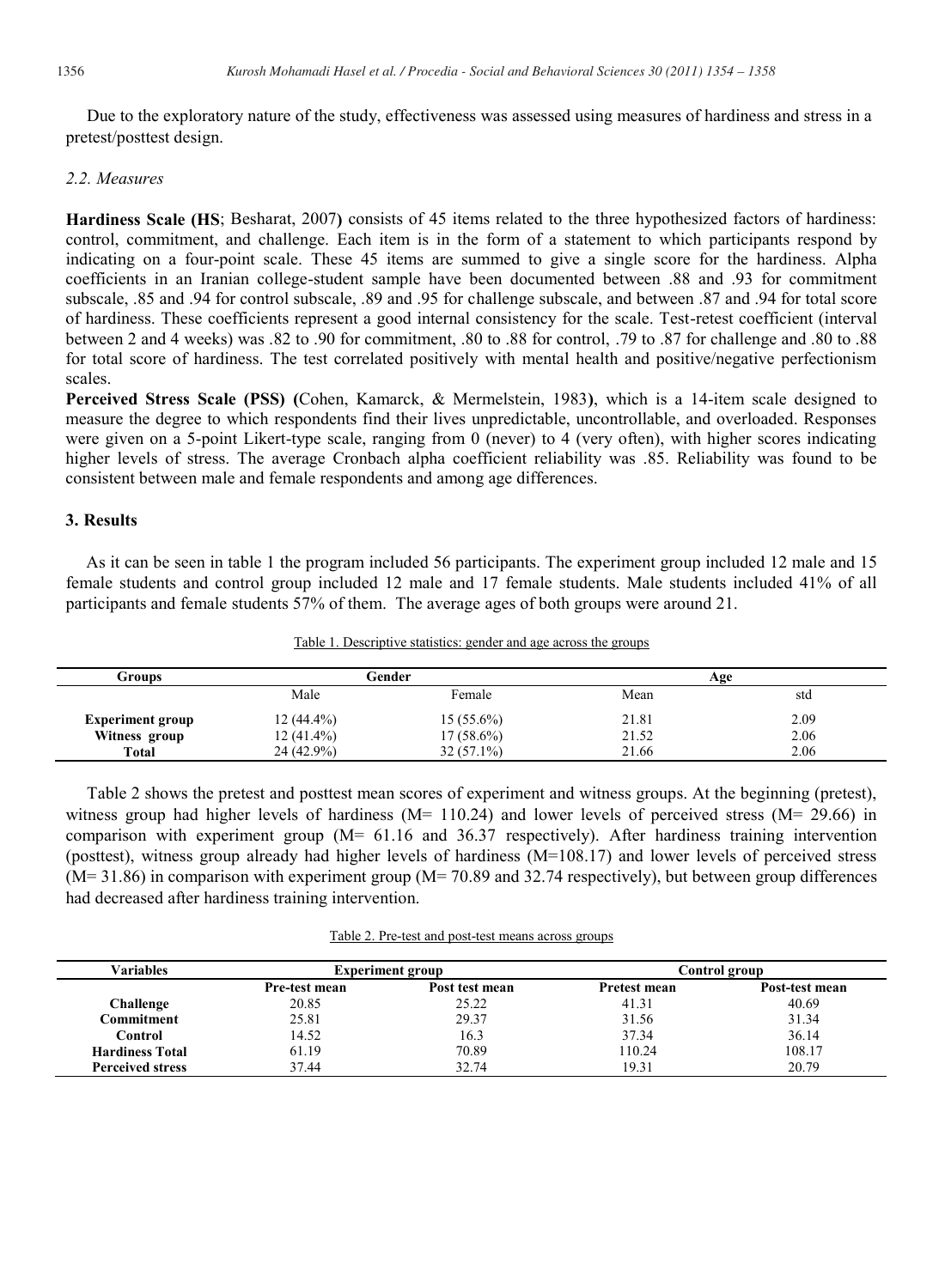Due to the exploratory nature of the study, effectiveness was assessed using measures of hardiness and stress in a pretest/posttest design.

### *2.2. Measures*

**Hardiness Scale (HS**; Besharat, 2007**)** consists of 45 items related to the three hypothesized factors of hardiness: control, commitment, and challenge. Each item is in the form of a statement to which participants respond by indicating on a four-point scale. These 45 items are summed to give a single score for the hardiness. Alpha coefficients in an Iranian college-student sample have been documented between .88 and .93 for commitment subscale, .85 and .94 for control subscale, .89 and .95 for challenge subscale, and between .87 and .94 for total score of hardiness. These coefficients represent a good internal consistency for the scale. Test-retest coefficient (interval between 2 and 4 weeks) was .82 to .90 for commitment, .80 to .88 for control, .79 to .87 for challenge and .80 to .88 for total score of hardiness. The test correlated positively with mental health and positive/negative perfectionism scales.

**Perceived Stress Scale (PSS) (**Cohen, Kamarck, & Mermelstein, 1983**)**, which is a 14-item scale designed to measure the degree to which respondents find their lives unpredictable, uncontrollable, and overloaded. Responses were given on a 5-point Likert-type scale, ranging from 0 (never) to 4 (very often), with higher scores indicating higher levels of stress. The average Cronbach alpha coefficient reliability was .85. Reliability was found to be consistent between male and female respondents and among age differences.

## 3. Results

As it can be seen in table 1 the program included 56 participants. The experiment group included 12 male and 15 female students and control group included 12 male and 17 female students. Male students included 41% of all participants and female students 57% of them. The average ages of both groups were around 21.

Table 1. Descriptive statistics: gender and age across the groups

| Groups | Gender | | Age | |
|---|---|---|---|---|
| | Male | Female | Mean | std |
| **Experiment group** | 12 (44.4%) | 15 (55.6%) | 21.81 | 2.09 |
| **Witness group** | 12 (41.4%) | 17 (58.6%) | 21.52 | 2.06 |
| **Total** | 24 (42.9%) | 32 (57.1%) | 21.66 | 2.06 |

Table 2 shows the pretest and posttest mean scores of experiment and witness groups. At the beginning (pretest), witness group had higher levels of hardiness (M= 110.24) and lower levels of perceived stress (M= 29.66) in comparison with experiment group (M= 61.16 and 36.37 respectively). After hardiness training intervention (posttest), witness group already had higher levels of hardiness (M=108.17) and lower levels of perceived stress (M= 31.86) in comparison with experiment group (M= 70.89 and 32.74 respectively), but between group differences had decreased after hardiness training intervention.

Table 2. Pre-test and post-test means across groups

| Variables | Experiment group | | Control group | |
|---|---|---|---|---|
| | **Pre-test mean** | **Post test mean** | **Pretest mean** | **Post-test mean** |
| **Challenge** | 20.85 | 25.22 | 41.31 | 40.69 |
| **Commitment** | 25.81 | 29.37 | 31.56 | 31.34 |
| **Control** | 14.52 | 16.3 | 37.34 | 36.14 |
| **Hardiness Total** | 61.19 | 70.89 | 110.24 | 108.17 |
| **Perceived stress** | 37.44 | 32.74 | 19.31 | 20.79 |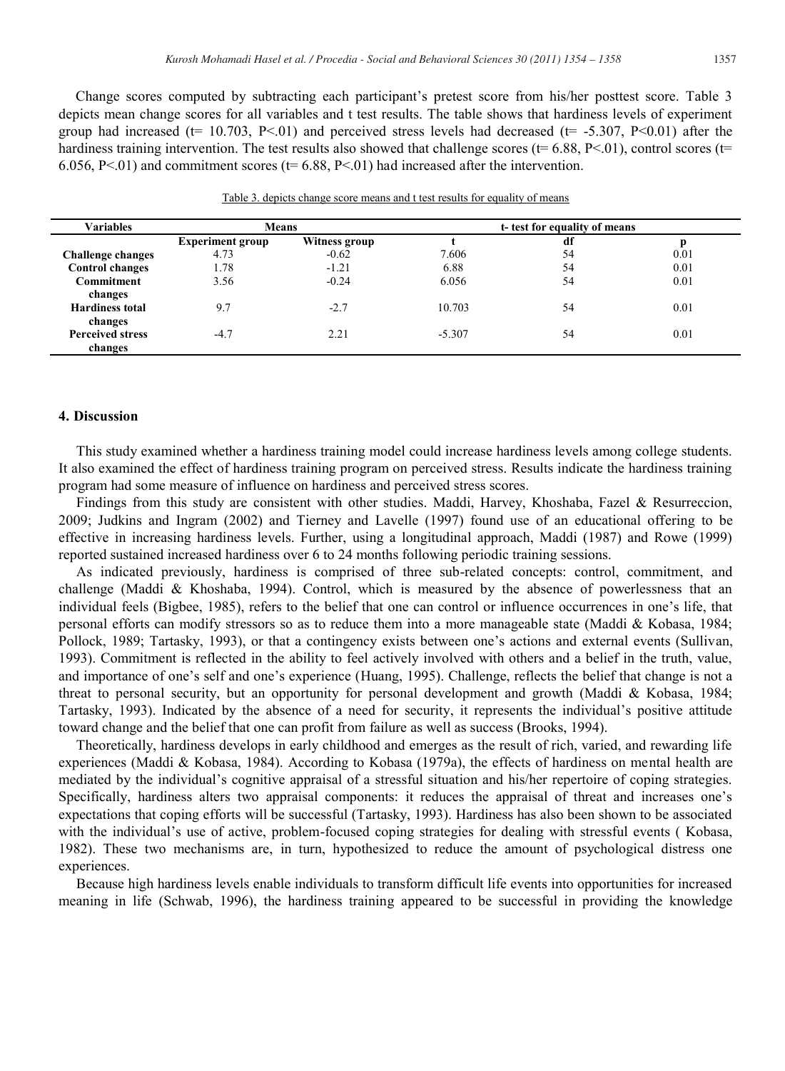Change scores computed by subtracting each participant's pretest score from his/her posttest score. Table 3 depicts mean change scores for all variables and t test results. The table shows that hardiness levels of experiment group had increased ($t= 10.703$, $P<.01$) and perceived stress levels had decreased ($t= -5.307$, $P<0.01$) after the hardiness training intervention. The test results also showed that challenge scores ($t= 6.88$, $P<.01$), control scores ($t= 6.056$, $P<.01$) and commitment scores ($t= 6.88$, $P<.01$) had increased after the intervention.

Table 3. depicts change score means and t test results for equality of means

| Variables | Means | | t- test for equality of means | | |
|---|---|---|---|---|---|
| | **Experiment group** | **Witness group** | **t** | **df** | **p** |
| **Challenge changes** | 4.73 | -0.62 | 7.606 | 54 | 0.01 |
| **Control changes** | 1.78 | -1.21 | 6.88 | 54 | 0.01 |
| **Commitment changes** | 3.56 | -0.24 | 6.056 | 54 | 0.01 |
| **Hardiness total changes** | 9.7 | -2.7 | 10.703 | 54 | 0.01 |
| **Perceived stress changes** | -4.7 | 2.21 | -5.307 | 54 | 0.01 |

## 4. Discussion

This study examined whether a hardiness training model could increase hardiness levels among college students. It also examined the effect of hardiness training program on perceived stress. Results indicate the hardiness training program had some measure of influence on hardiness and perceived stress scores.

Findings from this study are consistent with other studies. Maddi, Harvey, Khoshaba, Fazel & Resurreccion, 2009; Judkins and Ingram (2002) and Tierney and Lavelle (1997) found use of an educational offering to be effective in increasing hardiness levels. Further, using a longitudinal approach, Maddi (1987) and Rowe (1999) reported sustained increased hardiness over 6 to 24 months following periodic training sessions.

As indicated previously, hardiness is comprised of three sub-related concepts: control, commitment, and challenge (Maddi & Khoshaba, 1994). Control, which is measured by the absence of powerlessness that an individual feels (Bigbee, 1985), refers to the belief that one can control or influence occurrences in one's life, that personal efforts can modify stressors so as to reduce them into a more manageable state (Maddi & Kobasa, 1984; Pollock, 1989; Tartasky, 1993), or that a contingency exists between one's actions and external events (Sullivan, 1993). Commitment is reflected in the ability to feel actively involved with others and a belief in the truth, value, and importance of one's self and one's experience (Huang, 1995). Challenge, reflects the belief that change is not a threat to personal security, but an opportunity for personal development and growth (Maddi & Kobasa, 1984; Tartasky, 1993). Indicated by the absence of a need for security, it represents the individual's positive attitude toward change and the belief that one can profit from failure as well as success (Brooks, 1994).

Theoretically, hardiness develops in early childhood and emerges as the result of rich, varied, and rewarding life experiences (Maddi & Kobasa, 1984). According to Kobasa (1979a), the effects of hardiness on mental health are mediated by the individual's cognitive appraisal of a stressful situation and his/her repertoire of coping strategies. Specifically, hardiness alters two appraisal components: it reduces the appraisal of threat and increases one's expectations that coping efforts will be successful (Tartasky, 1993). Hardiness has also been shown to be associated with the individual's use of active, problem-focused coping strategies for dealing with stressful events ( Kobasa, 1982). These two mechanisms are, in turn, hypothesized to reduce the amount of psychological distress one experiences.

Because high hardiness levels enable individuals to transform difficult life events into opportunities for increased meaning in life (Schwab, 1996), the hardiness training appeared to be successful in providing the knowledge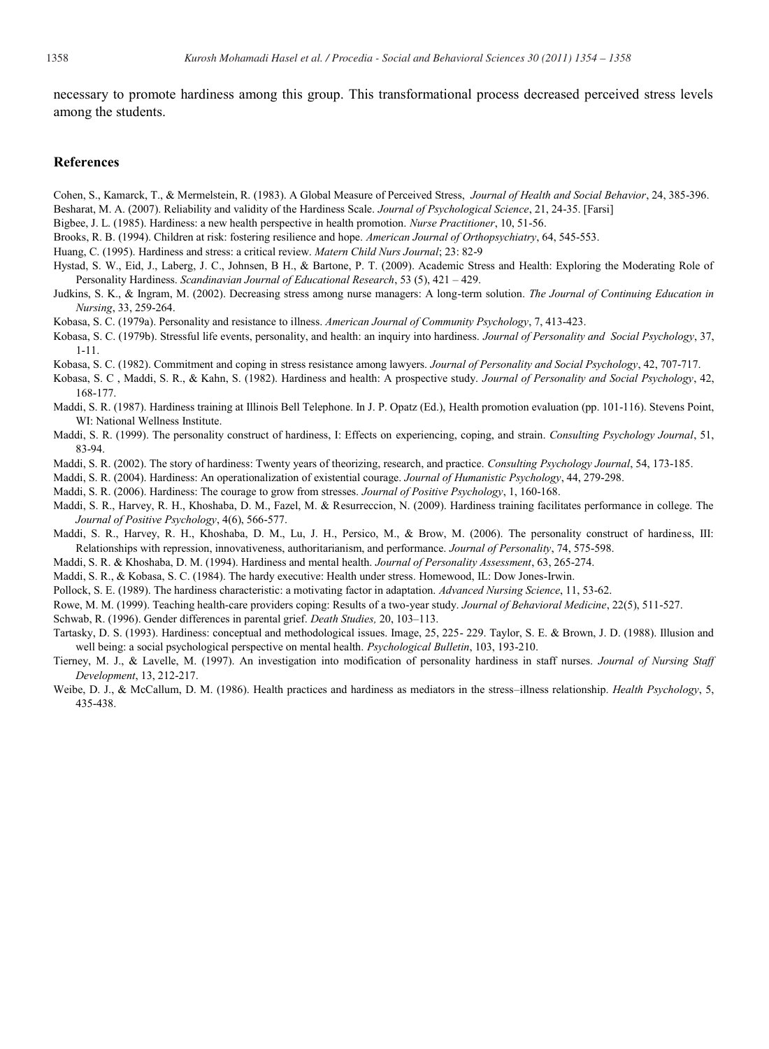necessary to promote hardiness among this group. This transformational process decreased perceived stress levels among the students.

## References

Cohen, S., Kamarck, T., & Mermelstein, R. (1983). A Global Measure of Perceived Stress, *Journal of Health and Social Behavior*, 24, 385-396.

Besharat, M. A. (2007). Reliability and validity of the Hardiness Scale. *Journal of Psychological Science*, 21, 24-35. [Farsi]

Bigbee, J. L. (1985). Hardiness: a new health perspective in health promotion. *Nurse Practitioner*, 10, 51-56.

Brooks, R. B. (1994). Children at risk: fostering resilience and hope. *American Journal of Orthopsychiatry*, 64, 545-553.

Huang, C. (1995). Hardiness and stress: a critical review. *Matern Child Nurs Journal*; 23: 82-9

Hystad, S. W., Eid, J., Laberg, J. C., Johnsen, B H., & Bartone, P. T. (2009). Academic Stress and Health: Exploring the Moderating Role of Personality Hardiness. *Scandinavian Journal of Educational Research*, 53 (5), 421 – 429.

Judkins, S. K., & Ingram, M. (2002). Decreasing stress among nurse managers: A long-term solution. *The Journal of Continuing Education in Nursing*, 33, 259-264.

Kobasa, S. C. (1979a). Personality and resistance to illness. *American Journal of Community Psychology*, 7, 413-423.

Kobasa, S. C. (1979b). Stressful life events, personality, and health: an inquiry into hardiness. *Journal of Personality and Social Psychology*, 37, 1-11.

Kobasa, S. C. (1982). Commitment and coping in stress resistance among lawyers. *Journal of Personality and Social Psychology*, 42, 707-717.

Kobasa, S. C , Maddi, S. R., & Kahn, S. (1982). Hardiness and health: A prospective study. *Journal of Personality and Social Psychology*, 42, 168-177.

Maddi, S. R. (1987). Hardiness training at Illinois Bell Telephone. In J. P. Opatz (Ed.), Health promotion evaluation (pp. 101-116). Stevens Point, WI: National Wellness Institute.

Maddi, S. R. (1999). The personality construct of hardiness, I: Effects on experiencing, coping, and strain. *Consulting Psychology Journal*, 51, 83-94.

Maddi, S. R. (2002). The story of hardiness: Twenty years of theorizing, research, and practice. *Consulting Psychology Journal*, 54, 173-185.

Maddi, S. R. (2004). Hardiness: An operationalization of existential courage. *Journal of Humanistic Psychology*, 44, 279-298.

Maddi, S. R. (2006). Hardiness: The courage to grow from stresses. *Journal of Positive Psychology*, 1, 160-168.

Maddi, S. R., Harvey, R. H., Khoshaba, D. M., Fazel, M. & Resurreccion, N. (2009). Hardiness training facilitates performance in college. The *Journal of Positive Psychology*, 4(6), 566-577.

Maddi, S. R., Harvey, R. H., Khoshaba, D. M., Lu, J. H., Persico, M., & Brow, M. (2006). The personality construct of hardiness, III: Relationships with repression, innovativeness, authoritarianism, and performance. *Journal of Personality*, 74, 575-598.

Maddi, S. R. & Khoshaba, D. M. (1994). Hardiness and mental health. *Journal of Personality Assessment*, 63, 265-274.

Maddi, S. R., & Kobasa, S. C. (1984). The hardy executive: Health under stress. Homewood, IL: Dow Jones-Irwin.

Pollock, S. E. (1989). The hardiness characteristic: a motivating factor in adaptation. *Advanced Nursing Science*, 11, 53-62.

Rowe, M. M. (1999). Teaching health-care providers coping: Results of a two-year study. *Journal of Behavioral Medicine*, 22(5), 511-527.

Schwab, R. (1996). Gender differences in parental grief. *Death Studies,* 20, 103–113.

Tartasky, D. S. (1993). Hardiness: conceptual and methodological issues. Image, 25, 225- 229. Taylor, S. E. & Brown, J. D. (1988). Illusion and well being: a social psychological perspective on mental health. *Psychological Bulletin*, 103, 193-210.

Tierney, M. J., & Lavelle, M. (1997). An investigation into modification of personality hardiness in staff nurses. *Journal of Nursing Staff Development*, 13, 212-217.

Weibe, D. J., & McCallum, D. M. (1986). Health practices and hardiness as mediators in the stress–illness relationship. *Health Psychology*, 5, 435-438.